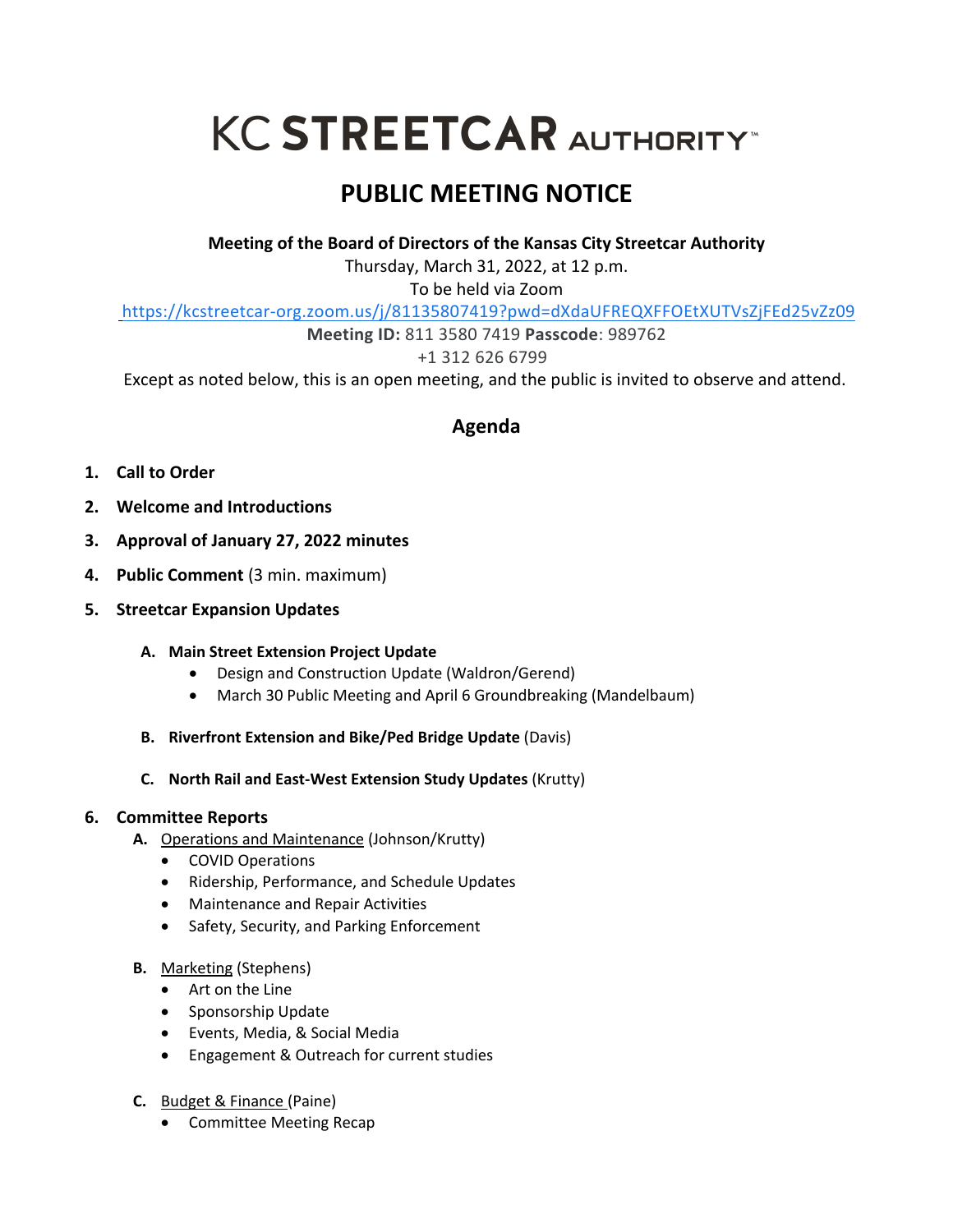# KC STREETCAR AUTHORITY™

## PUBLIC MEETING NOTICE

**Meeting of the Board of Directors of the Kansas City Streetcar Authority**

Thursday, March 31, 2022, at 12 p.m.

To be held via Zoom

https://kcstreetcar-org.zoom.us/j/81135807419?pwd=dXdaUFREQXFFOEtXUTVsZjFEd25vZz09

**Meeting ID:** 811 3580 7419 **Passcode**: 989762

+1 312 626 6799

Except as noted below, this is an open meeting, and the public is invited to observe and attend.

### Agenda

1. **Call to Order**
2. **Welcome and Introductions**
3. **Approval of January 27, 2022 minutes**
4. **Public Comment** (3 min. maximum)
5. **Streetcar Expansion Updates**

   A. **Main Street Extension Project Update**
      - Design and Construction Update (Waldron/Gerend)
      - March 30 Public Meeting and April 6 Groundbreaking (Mandelbaum)

   B. **Riverfront Extension and Bike/Ped Bridge Update** (Davis)

   C. **North Rail and East-West Extension Study Updates** (Krutty)

6. **Committee Reports**

   A. Operations and Maintenance (Johnson/Krutty)
      - COVID Operations
      - Ridership, Performance, and Schedule Updates
      - Maintenance and Repair Activities
      - Safety, Security, and Parking Enforcement

   B. Marketing (Stephens)
      - Art on the Line
      - Sponsorship Update
      - Events, Media, & Social Media
      - Engagement & Outreach for current studies

   C. Budget & Finance (Paine)
      - Committee Meeting Recap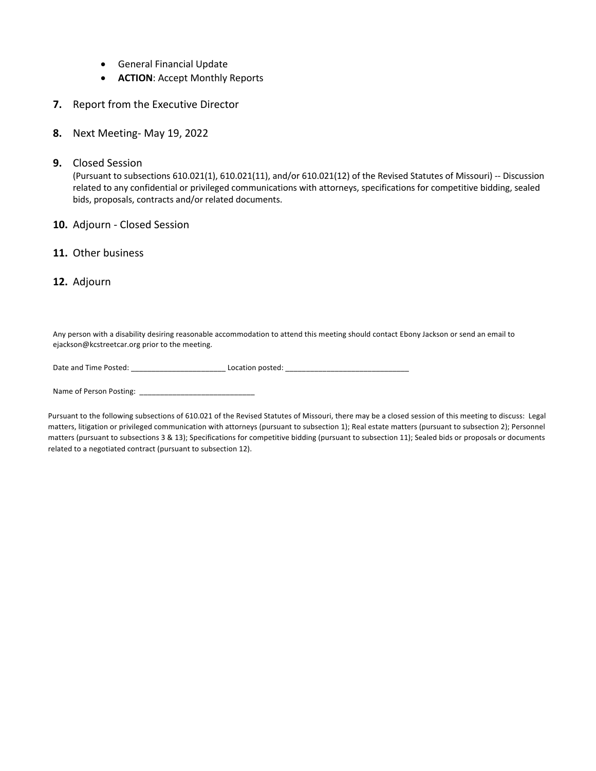- General Financial Update
- **ACTION**: Accept Monthly Reports

**7.** Report from the Executive Director

**8.** Next Meeting- May 19, 2022

**9.** Closed Session
(Pursuant to subsections 610.021(1), 610.021(11), and/or 610.021(12) of the Revised Statutes of Missouri) -- Discussion related to any confidential or privileged communications with attorneys, specifications for competitive bidding, sealed bids, proposals, contracts and/or related documents.

**10.** Adjourn - Closed Session

**11.** Other business

**12.** Adjourn

Any person with a disability desiring reasonable accommodation to attend this meeting should contact Ebony Jackson or send an email to ejackson@kcstreetcar.org prior to the meeting.

Date and Time Posted: ______________________ Location posted: ______________________________

Name of Person Posting: ____________________________

Pursuant to the following subsections of 610.021 of the Revised Statutes of Missouri, there may be a closed session of this meeting to discuss: Legal matters, litigation or privileged communication with attorneys (pursuant to subsection 1); Real estate matters (pursuant to subsection 2); Personnel matters (pursuant to subsections 3 & 13); Specifications for competitive bidding (pursuant to subsection 11); Sealed bids or proposals or documents related to a negotiated contract (pursuant to subsection 12).